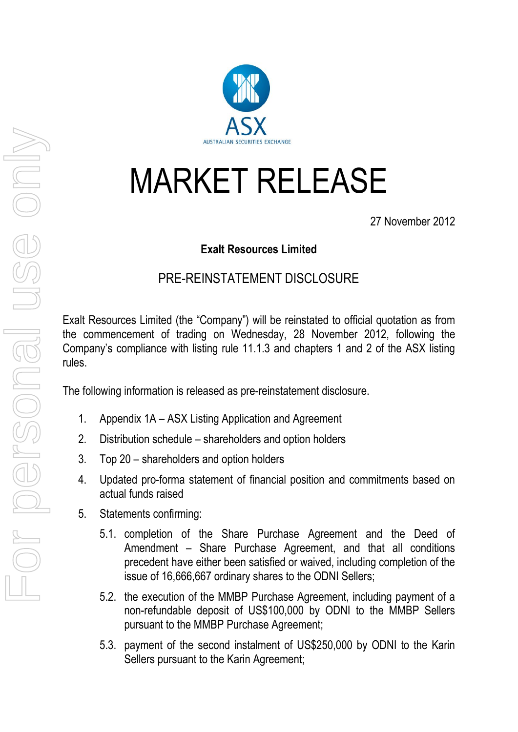# MARKET RELEASE

27 November 2012

**Exalt Resources Limited**

## PRE-REINSTATEMENT DISCLOSURE

Exalt Resources Limited (the "Company") will be reinstated to official quotation as from the commencement of trading on Wednesday, 28 November 2012, following the Company's compliance with listing rule 11.1.3 and chapters 1 and 2 of the ASX listing rules.

The following information is released as pre-reinstatement disclosure.

1. Appendix 1A – ASX Listing Application and Agreement
2. Distribution schedule – shareholders and option holders
3. Top 20 – shareholders and option holders
4. Updated pro-forma statement of financial position and commitments based on actual funds raised
5. Statements confirming:
   - 5.1. completion of the Share Purchase Agreement and the Deed of Amendment – Share Purchase Agreement, and that all conditions precedent have either been satisfied or waived, including completion of the issue of 16,666,667 ordinary shares to the ODNI Sellers;
   - 5.2. the execution of the MMBP Purchase Agreement, including payment of a non-refundable deposit of US$100,000 by ODNI to the MMBP Sellers pursuant to the MMBP Purchase Agreement;
   - 5.3. payment of the second instalment of US$250,000 by ODNI to the Karin Sellers pursuant to the Karin Agreement;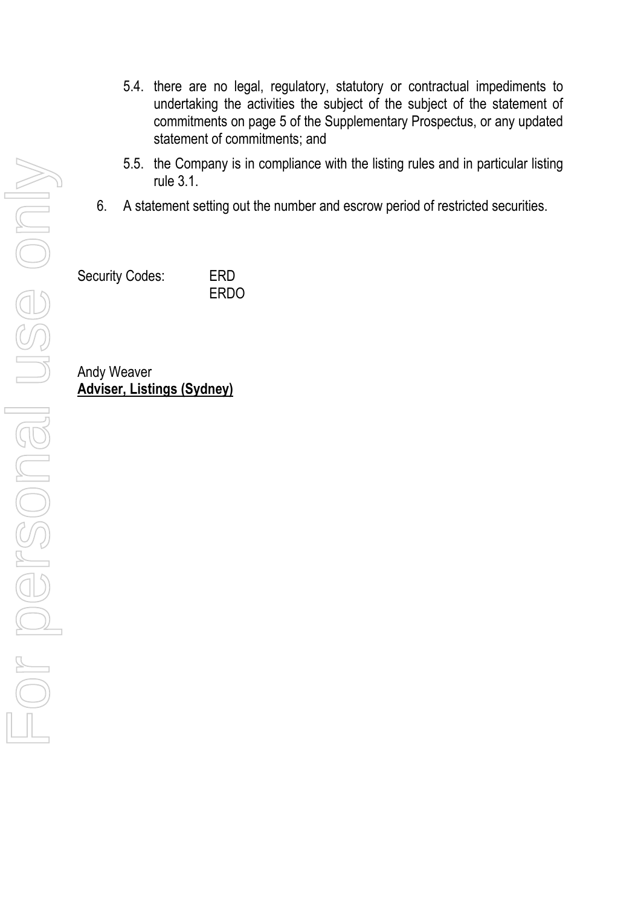5.4. there are no legal, regulatory, statutory or contractual impediments to undertaking the activities the subject of the subject of the statement of commitments on page 5 of the Supplementary Prospectus, or any updated statement of commitments; and

5.5. the Company is in compliance with the listing rules and in particular listing rule 3.1.

6. A statement setting out the number and escrow period of restricted securities.

Security Codes: ERD
ERDO

Andy Weaver
**Adviser, Listings (Sydney)**